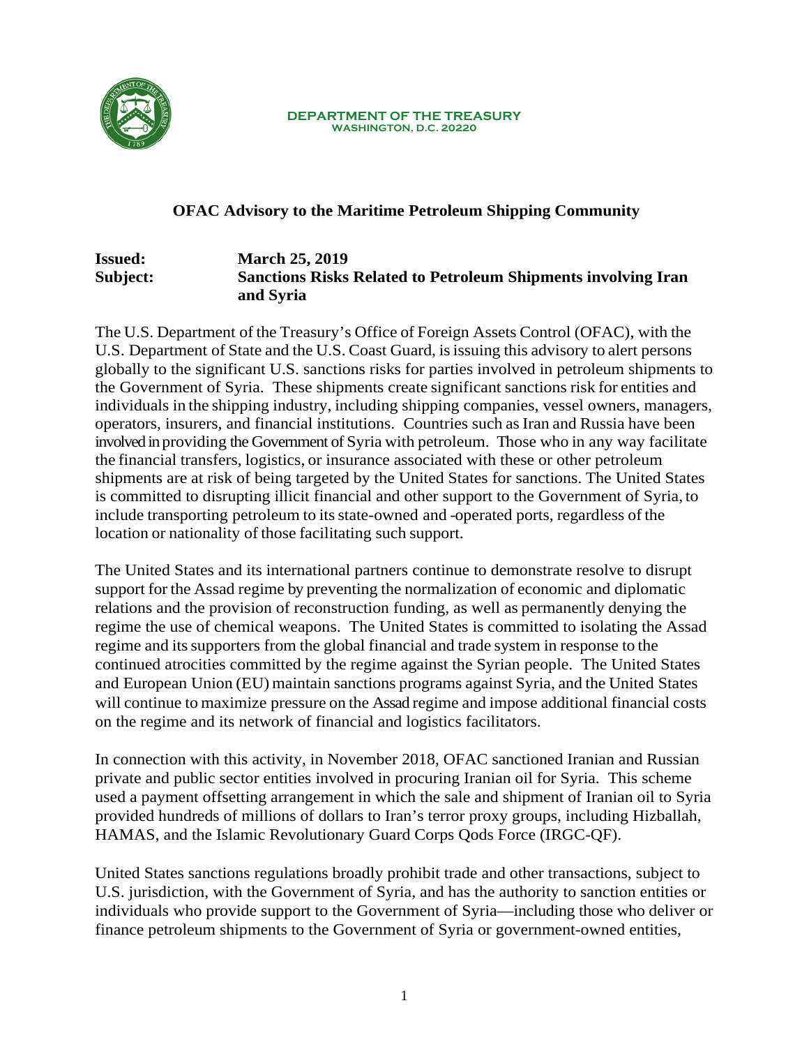**DEPARTMENT OF THE TREASURY**
**WASHINGTON, D.C. 20220**

## OFAC Advisory to the Maritime Petroleum Shipping Community

**Issued:** **March 25, 2019**
**Subject:** **Sanctions Risks Related to Petroleum Shipments involving Iran and Syria**

The U.S. Department of the Treasury's Office of Foreign Assets Control (OFAC), with the U.S. Department of State and the U.S. Coast Guard, is issuing this advisory to alert persons globally to the significant U.S. sanctions risks for parties involved in petroleum shipments to the Government of Syria. These shipments create significant sanctions risk for entities and individuals in the shipping industry, including shipping companies, vessel owners, managers, operators, insurers, and financial institutions. Countries such as Iran and Russia have been involved in providing the Government of Syria with petroleum. Those who in any way facilitate the financial transfers, logistics, or insurance associated with these or other petroleum shipments are at risk of being targeted by the United States for sanctions. The United States is committed to disrupting illicit financial and other support to the Government of Syria, to include transporting petroleum to its state-owned and -operated ports, regardless of the location or nationality of those facilitating such support.

The United States and its international partners continue to demonstrate resolve to disrupt support for the Assad regime by preventing the normalization of economic and diplomatic relations and the provision of reconstruction funding, as well as permanently denying the regime the use of chemical weapons. The United States is committed to isolating the Assad regime and its supporters from the global financial and trade system in response to the continued atrocities committed by the regime against the Syrian people. The United States and European Union (EU) maintain sanctions programs against Syria, and the United States will continue to maximize pressure on the Assad regime and impose additional financial costs on the regime and its network of financial and logistics facilitators.

In connection with this activity, in November 2018, OFAC sanctioned Iranian and Russian private and public sector entities involved in procuring Iranian oil for Syria. This scheme used a payment offsetting arrangement in which the sale and shipment of Iranian oil to Syria provided hundreds of millions of dollars to Iran's terror proxy groups, including Hizballah, HAMAS, and the Islamic Revolutionary Guard Corps Qods Force (IRGC-QF).

United States sanctions regulations broadly prohibit trade and other transactions, subject to U.S. jurisdiction, with the Government of Syria, and has the authority to sanction entities or individuals who provide support to the Government of Syria—including those who deliver or finance petroleum shipments to the Government of Syria or government-owned entities,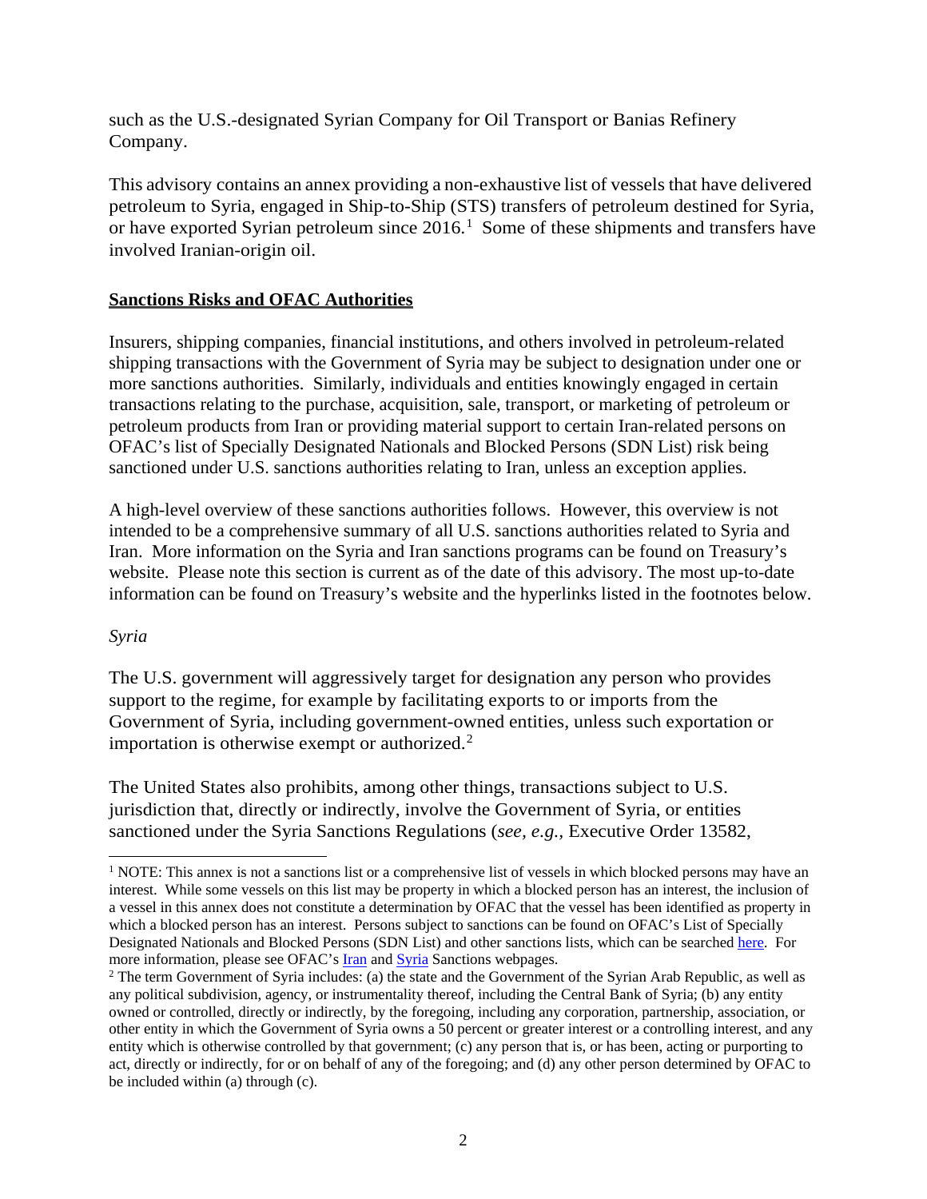such as the U.S.-designated Syrian Company for Oil Transport or Banias Refinery Company.

This advisory contains an annex providing a non-exhaustive list of vessels that have delivered petroleum to Syria, engaged in Ship-to-Ship (STS) transfers of petroleum destined for Syria, or have exported Syrian petroleum since 2016.[1] Some of these shipments and transfers have involved Iranian-origin oil.

**Sanctions Risks and OFAC Authorities**

Insurers, shipping companies, financial institutions, and others involved in petroleum-related shipping transactions with the Government of Syria may be subject to designation under one or more sanctions authorities. Similarly, individuals and entities knowingly engaged in certain transactions relating to the purchase, acquisition, sale, transport, or marketing of petroleum or petroleum products from Iran or providing material support to certain Iran-related persons on OFAC's list of Specially Designated Nationals and Blocked Persons (SDN List) risk being sanctioned under U.S. sanctions authorities relating to Iran, unless an exception applies.

A high-level overview of these sanctions authorities follows. However, this overview is not intended to be a comprehensive summary of all U.S. sanctions authorities related to Syria and Iran. More information on the Syria and Iran sanctions programs can be found on Treasury's website. Please note this section is current as of the date of this advisory. The most up-to-date information can be found on Treasury's website and the hyperlinks listed in the footnotes below.

*Syria*

The U.S. government will aggressively target for designation any person who provides support to the regime, for example by facilitating exports to or imports from the Government of Syria, including government-owned entities, unless such exportation or importation is otherwise exempt or authorized.[2]

The United States also prohibits, among other things, transactions subject to U.S. jurisdiction that, directly or indirectly, involve the Government of Syria, or entities sanctioned under the Syria Sanctions Regulations (*see, e.g.,* Executive Order 13582,

---

[1] NOTE: This annex is not a sanctions list or a comprehensive list of vessels in which blocked persons may have an interest. While some vessels on this list may be property in which a blocked person has an interest, the inclusion of a vessel in this annex does not constitute a determination by OFAC that the vessel has been identified as property in which a blocked person has an interest. Persons subject to sanctions can be found on OFAC's List of Specially Designated Nationals and Blocked Persons (SDN List) and other sanctions lists, which can be searched here. For more information, please see OFAC's Iran and Syria Sanctions webpages.

[2] The term Government of Syria includes: (a) the state and the Government of the Syrian Arab Republic, as well as any political subdivision, agency, or instrumentality thereof, including the Central Bank of Syria; (b) any entity owned or controlled, directly or indirectly, by the foregoing, including any corporation, partnership, association, or other entity in which the Government of Syria owns a 50 percent or greater interest or a controlling interest, and any entity which is otherwise controlled by that government; (c) any person that is, or has been, acting or purporting to act, directly or indirectly, for or on behalf of any of the foregoing; and (d) any other person determined by OFAC to be included within (a) through (c).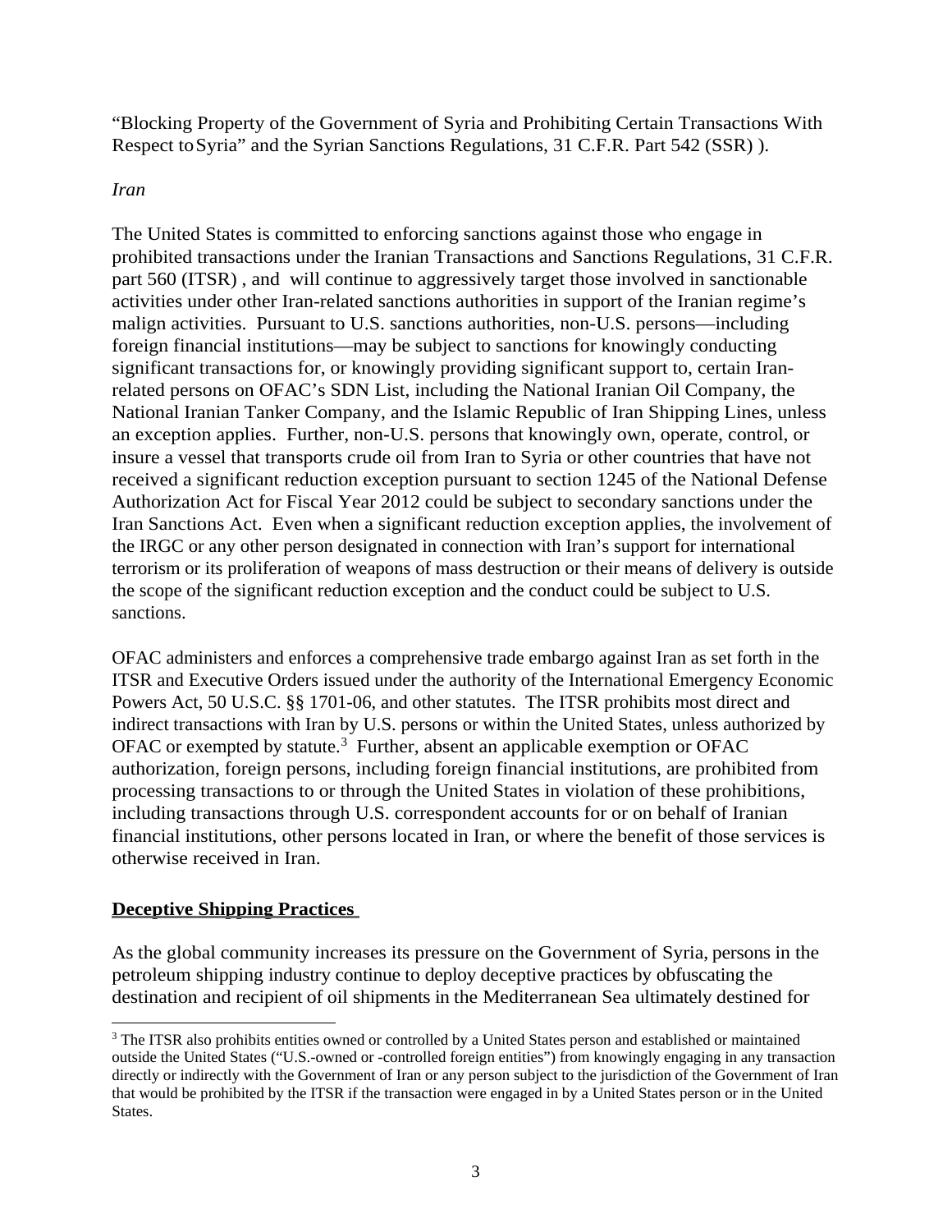"Blocking Property of the Government of Syria and Prohibiting Certain Transactions With Respect to Syria" and the Syrian Sanctions Regulations, 31 C.F.R. Part 542 (SSR) ).

*Iran*

The United States is committed to enforcing sanctions against those who engage in prohibited transactions under the Iranian Transactions and Sanctions Regulations, 31 C.F.R. part 560 (ITSR) , and will continue to aggressively target those involved in sanctionable activities under other Iran-related sanctions authorities in support of the Iranian regime's malign activities. Pursuant to U.S. sanctions authorities, non-U.S. persons—including foreign financial institutions—may be subject to sanctions for knowingly conducting significant transactions for, or knowingly providing significant support to, certain Iran-related persons on OFAC's SDN List, including the National Iranian Oil Company, the National Iranian Tanker Company, and the Islamic Republic of Iran Shipping Lines, unless an exception applies. Further, non-U.S. persons that knowingly own, operate, control, or insure a vessel that transports crude oil from Iran to Syria or other countries that have not received a significant reduction exception pursuant to section 1245 of the National Defense Authorization Act for Fiscal Year 2012 could be subject to secondary sanctions under the Iran Sanctions Act. Even when a significant reduction exception applies, the involvement of the IRGC or any other person designated in connection with Iran's support for international terrorism or its proliferation of weapons of mass destruction or their means of delivery is outside the scope of the significant reduction exception and the conduct could be subject to U.S. sanctions.

OFAC administers and enforces a comprehensive trade embargo against Iran as set forth in the ITSR and Executive Orders issued under the authority of the International Emergency Economic Powers Act, 50 U.S.C. §§ 1701-06, and other statutes. The ITSR prohibits most direct and indirect transactions with Iran by U.S. persons or within the United States, unless authorized by OFAC or exempted by statute.[3] Further, absent an applicable exemption or OFAC authorization, foreign persons, including foreign financial institutions, are prohibited from processing transactions to or through the United States in violation of these prohibitions, including transactions through U.S. correspondent accounts for or on behalf of Iranian financial institutions, other persons located in Iran, or where the benefit of those services is otherwise received in Iran.

**<u>Deceptive Shipping Practices</u>**

As the global community increases its pressure on the Government of Syria, persons in the petroleum shipping industry continue to deploy deceptive practices by obfuscating the destination and recipient of oil shipments in the Mediterranean Sea ultimately destined for

[3] The ITSR also prohibits entities owned or controlled by a United States person and established or maintained outside the United States ("U.S.-owned or -controlled foreign entities") from knowingly engaging in any transaction directly or indirectly with the Government of Iran or any person subject to the jurisdiction of the Government of Iran that would be prohibited by the ITSR if the transaction were engaged in by a United States person or in the United States.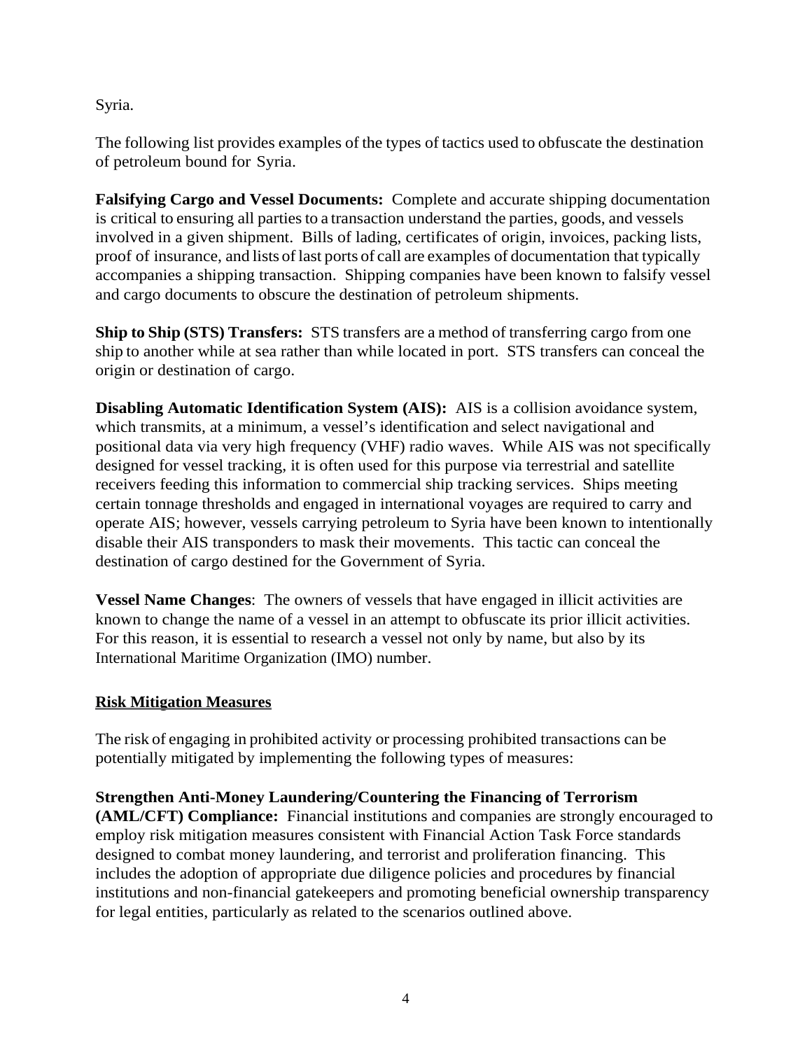Syria.

The following list provides examples of the types of tactics used to obfuscate the destination of petroleum bound for Syria.

**Falsifying Cargo and Vessel Documents:** Complete and accurate shipping documentation is critical to ensuring all parties to a transaction understand the parties, goods, and vessels involved in a given shipment. Bills of lading, certificates of origin, invoices, packing lists, proof of insurance, and lists of last ports of call are examples of documentation that typically accompanies a shipping transaction. Shipping companies have been known to falsify vessel and cargo documents to obscure the destination of petroleum shipments.

**Ship to Ship (STS) Transfers:** STS transfers are a method of transferring cargo from one ship to another while at sea rather than while located in port. STS transfers can conceal the origin or destination of cargo.

**Disabling Automatic Identification System (AIS):** AIS is a collision avoidance system, which transmits, at a minimum, a vessel's identification and select navigational and positional data via very high frequency (VHF) radio waves. While AIS was not specifically designed for vessel tracking, it is often used for this purpose via terrestrial and satellite receivers feeding this information to commercial ship tracking services. Ships meeting certain tonnage thresholds and engaged in international voyages are required to carry and operate AIS; however, vessels carrying petroleum to Syria have been known to intentionally disable their AIS transponders to mask their movements. This tactic can conceal the destination of cargo destined for the Government of Syria.

**Vessel Name Changes**: The owners of vessels that have engaged in illicit activities are known to change the name of a vessel in an attempt to obfuscate its prior illicit activities. For this reason, it is essential to research a vessel not only by name, but also by its International Maritime Organization (IMO) number.

## Risk Mitigation Measures

The risk of engaging in prohibited activity or processing prohibited transactions can be potentially mitigated by implementing the following types of measures:

**Strengthen Anti-Money Laundering/Countering the Financing of Terrorism (AML/CFT) Compliance:** Financial institutions and companies are strongly encouraged to employ risk mitigation measures consistent with Financial Action Task Force standards designed to combat money laundering, and terrorist and proliferation financing. This includes the adoption of appropriate due diligence policies and procedures by financial institutions and non-financial gatekeepers and promoting beneficial ownership transparency for legal entities, particularly as related to the scenarios outlined above.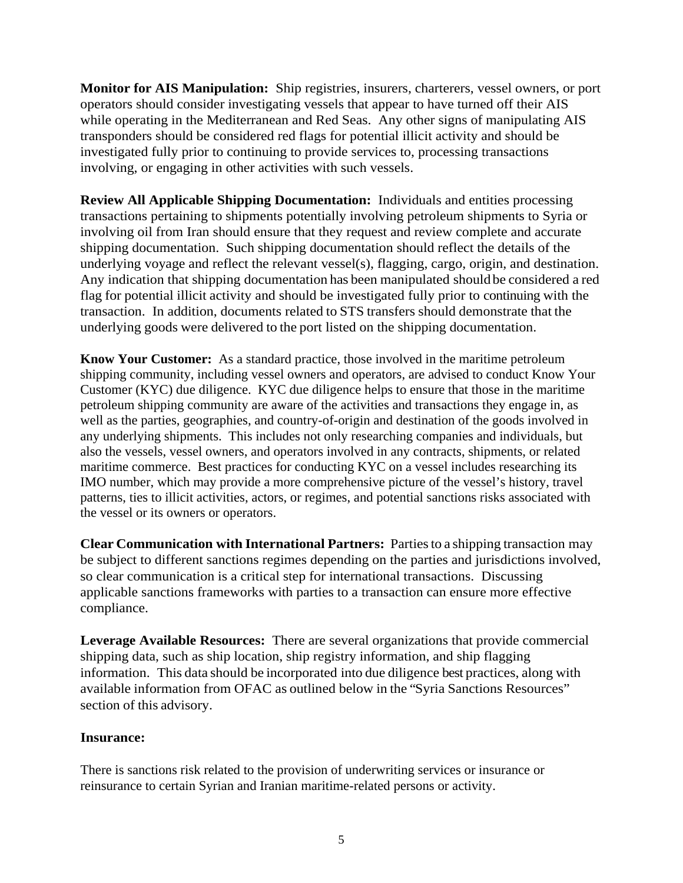**Monitor for AIS Manipulation:** Ship registries, insurers, charterers, vessel owners, or port operators should consider investigating vessels that appear to have turned off their AIS while operating in the Mediterranean and Red Seas. Any other signs of manipulating AIS transponders should be considered red flags for potential illicit activity and should be investigated fully prior to continuing to provide services to, processing transactions involving, or engaging in other activities with such vessels.

**Review All Applicable Shipping Documentation:** Individuals and entities processing transactions pertaining to shipments potentially involving petroleum shipments to Syria or involving oil from Iran should ensure that they request and review complete and accurate shipping documentation. Such shipping documentation should reflect the details of the underlying voyage and reflect the relevant vessel(s), flagging, cargo, origin, and destination. Any indication that shipping documentation has been manipulated should be considered a red flag for potential illicit activity and should be investigated fully prior to continuing with the transaction. In addition, documents related to STS transfers should demonstrate that the underlying goods were delivered to the port listed on the shipping documentation.

**Know Your Customer:** As a standard practice, those involved in the maritime petroleum shipping community, including vessel owners and operators, are advised to conduct Know Your Customer (KYC) due diligence. KYC due diligence helps to ensure that those in the maritime petroleum shipping community are aware of the activities and transactions they engage in, as well as the parties, geographies, and country-of-origin and destination of the goods involved in any underlying shipments. This includes not only researching companies and individuals, but also the vessels, vessel owners, and operators involved in any contracts, shipments, or related maritime commerce. Best practices for conducting KYC on a vessel includes researching its IMO number, which may provide a more comprehensive picture of the vessel's history, travel patterns, ties to illicit activities, actors, or regimes, and potential sanctions risks associated with the vessel or its owners or operators.

**Clear Communication with International Partners:** Parties to a shipping transaction may be subject to different sanctions regimes depending on the parties and jurisdictions involved, so clear communication is a critical step for international transactions. Discussing applicable sanctions frameworks with parties to a transaction can ensure more effective compliance.

**Leverage Available Resources:** There are several organizations that provide commercial shipping data, such as ship location, ship registry information, and ship flagging information. This data should be incorporated into due diligence best practices, along with available information from OFAC as outlined below in the "Syria Sanctions Resources" section of this advisory.

**Insurance:**

There is sanctions risk related to the provision of underwriting services or insurance or reinsurance to certain Syrian and Iranian maritime-related persons or activity.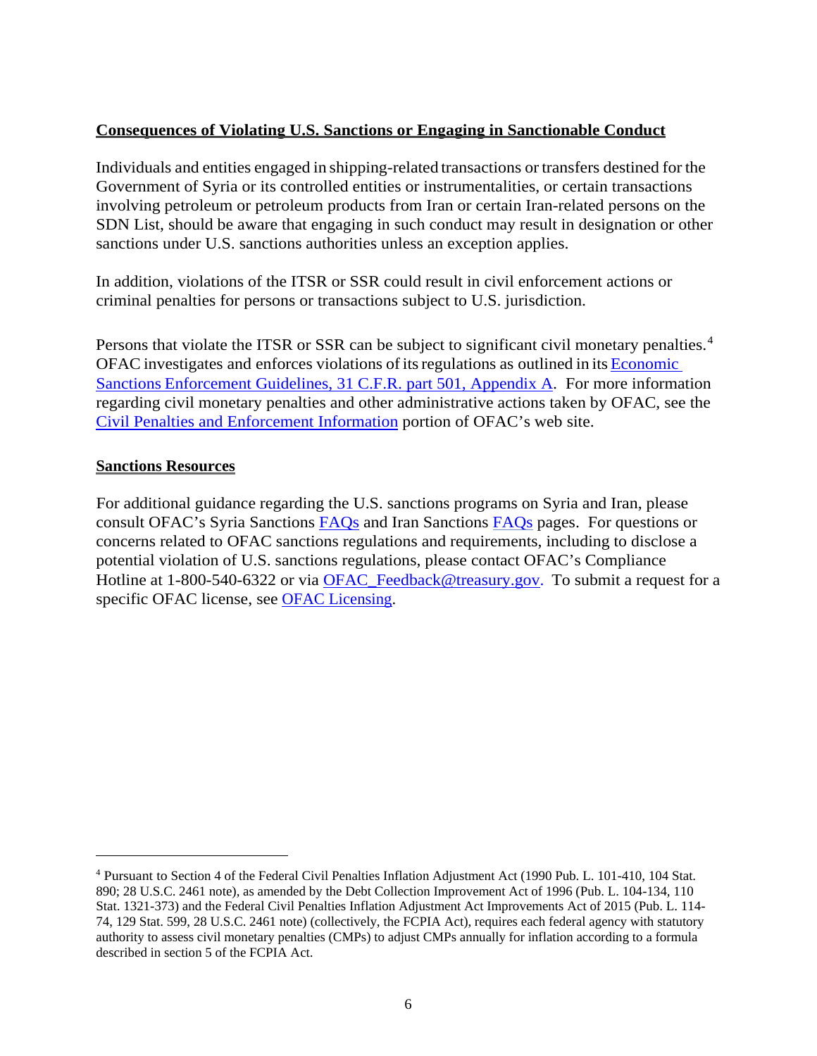**Consequences of Violating U.S. Sanctions or Engaging in Sanctionable Conduct**

Individuals and entities engaged in shipping-related transactions or transfers destined for the Government of Syria or its controlled entities or instrumentalities, or certain transactions involving petroleum or petroleum products from Iran or certain Iran-related persons on the SDN List, should be aware that engaging in such conduct may result in designation or other sanctions under U.S. sanctions authorities unless an exception applies.

In addition, violations of the ITSR or SSR could result in civil enforcement actions or criminal penalties for persons or transactions subject to U.S. jurisdiction.

Persons that violate the ITSR or SSR can be subject to significant civil monetary penalties.[4] OFAC investigates and enforces violations of its regulations as outlined in its Economic Sanctions Enforcement Guidelines, 31 C.F.R. part 501, Appendix A. For more information regarding civil monetary penalties and other administrative actions taken by OFAC, see the Civil Penalties and Enforcement Information portion of OFAC's web site.

**Sanctions Resources**

For additional guidance regarding the U.S. sanctions programs on Syria and Iran, please consult OFAC's Syria Sanctions FAQs and Iran Sanctions FAQs pages. For questions or concerns related to OFAC sanctions regulations and requirements, including to disclose a potential violation of U.S. sanctions regulations, please contact OFAC's Compliance Hotline at 1-800-540-6322 or via OFAC_Feedback@treasury.gov. To submit a request for a specific OFAC license, see OFAC Licensing.

---

[4] Pursuant to Section 4 of the Federal Civil Penalties Inflation Adjustment Act (1990 Pub. L. 101-410, 104 Stat. 890; 28 U.S.C. 2461 note), as amended by the Debt Collection Improvement Act of 1996 (Pub. L. 104-134, 110 Stat. 1321-373) and the Federal Civil Penalties Inflation Adjustment Act Improvements Act of 2015 (Pub. L. 114-74, 129 Stat. 599, 28 U.S.C. 2461 note) (collectively, the FCPIA Act), requires each federal agency with statutory authority to assess civil monetary penalties (CMPs) to adjust CMPs annually for inflation according to a formula described in section 5 of the FCPIA Act.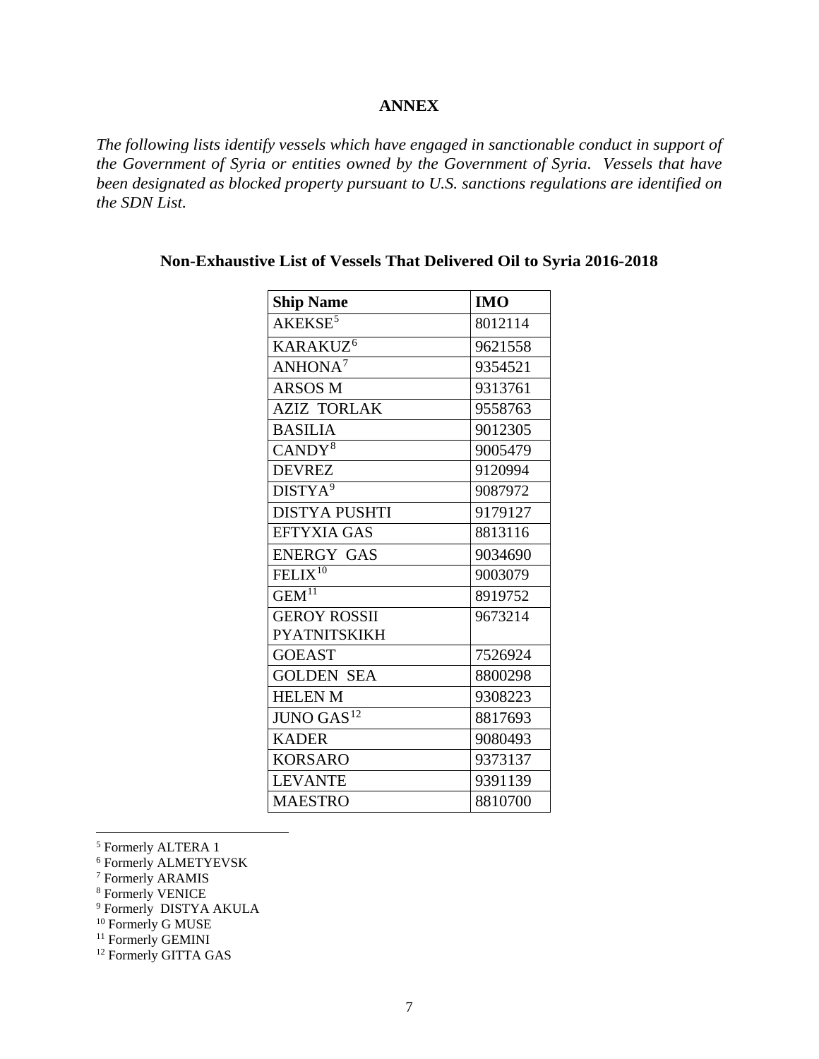**ANNEX**

*The following lists identify vessels which have engaged in sanctionable conduct in support of the Government of Syria or entities owned by the Government of Syria. Vessels that have been designated as blocked property pursuant to U.S. sanctions regulations are identified on the SDN List.*

**Non-Exhaustive List of Vessels That Delivered Oil to Syria 2016-2018**

| Ship Name | IMO |
|---|---|
| AKEKSE[5] | 8012114 |
| KARAKUZ[6] | 9621558 |
| ANHONA[7] | 9354521 |
| ARSOS M | 9313761 |
| AZIZ TORLAK | 9558763 |
| BASILIA | 9012305 |
| CANDY[8] | 9005479 |
| DEVREZ | 9120994 |
| DISTYA[9] | 9087972 |
| DISTYA PUSHTI | 9179127 |
| EFTYXIA GAS | 8813116 |
| ENERGY GAS | 9034690 |
| FELIX[10] | 9003079 |
| GEM[11] | 8919752 |
| GEROY ROSSII PYATNITSKIKH | 9673214 |
| GOEAST | 7526924 |
| GOLDEN SEA | 8800298 |
| HELEN M | 9308223 |
| JUNO GAS[12] | 8817693 |
| KADER | 9080493 |
| KORSARO | 9373137 |
| LEVANTE | 9391139 |
| MAESTRO | 8810700 |

[5] Formerly ALTERA 1
[6] Formerly ALMETYEVSK
[7] Formerly ARAMIS
[8] Formerly VENICE
[9] Formerly DISTYA AKULA
[10] Formerly G MUSE
[11] Formerly GEMINI
[12] Formerly GITTA GAS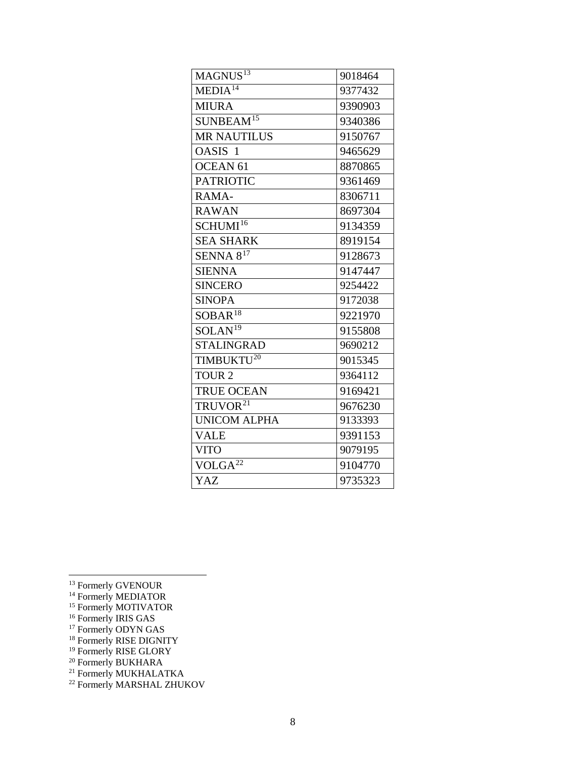| | |
|---|---|
| MAGNUS[13] | 9018464 |
| MEDIA[14] | 9377432 |
| MIURA | 9390903 |
| SUNBEAM[15] | 9340386 |
| MR NAUTILUS | 9150767 |
| OASIS 1 | 9465629 |
| OCEAN 61 | 8870865 |
| PATRIOTIC | 9361469 |
| RAMA- | 8306711 |
| RAWAN | 8697304 |
| SCHUMI[16] | 9134359 |
| SEA SHARK | 8919154 |
| SENNA 8[17] | 9128673 |
| SIENNA | 9147447 |
| SINCERO | 9254422 |
| SINOPA | 9172038 |
| SOBAR[18] | 9221970 |
| SOLAN[19] | 9155808 |
| STALINGRAD | 9690212 |
| TIMBUKTU[20] | 9015345 |
| TOUR 2 | 9364112 |
| TRUE OCEAN | 9169421 |
| TRUVOR[21] | 9676230 |
| UNICOM ALPHA | 9133393 |
| VALE | 9391153 |
| VITO | 9079195 |
| VOLGA[22] | 9104770 |
| YAZ | 9735323 |

---

[13] Formerly GVENOUR
[14] Formerly MEDIATOR
[15] Formerly MOTIVATOR
[16] Formerly IRIS GAS
[17] Formerly ODYN GAS
[18] Formerly RISE DIGNITY
[19] Formerly RISE GLORY
[20] Formerly BUKHARA
[21] Formerly MUKHALATKA
[22] Formerly MARSHAL ZHUKOV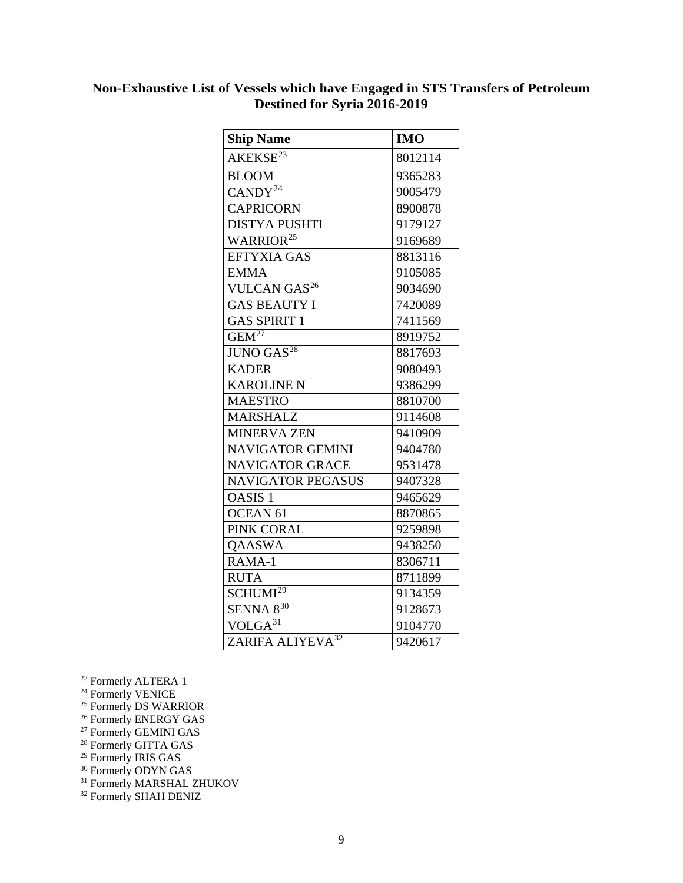**Non-Exhaustive List of Vessels which have Engaged in STS Transfers of Petroleum Destined for Syria 2016-2019**

| Ship Name | IMO |
|---|---|
| AKEKSE[23] | 8012114 |
| BLOOM | 9365283 |
| CANDY[24] | 9005479 |
| CAPRICORN | 8900878 |
| DISTYA PUSHTI | 9179127 |
| WARRIOR[25] | 9169689 |
| EFTYXIA GAS | 8813116 |
| EMMA | 9105085 |
| VULCAN GAS[26] | 9034690 |
| GAS BEAUTY I | 7420089 |
| GAS SPIRIT 1 | 7411569 |
| GEM[27] | 8919752 |
| JUNO GAS[28] | 8817693 |
| KADER | 9080493 |
| KAROLINE N | 9386299 |
| MAESTRO | 8810700 |
| MARSHALZ | 9114608 |
| MINERVA ZEN | 9410909 |
| NAVIGATOR GEMINI | 9404780 |
| NAVIGATOR GRACE | 9531478 |
| NAVIGATOR PEGASUS | 9407328 |
| OASIS 1 | 9465629 |
| OCEAN 61 | 8870865 |
| PINK CORAL | 9259898 |
| QAASWA | 9438250 |
| RAMA-1 | 8306711 |
| RUTA | 8711899 |
| SCHUMI[29] | 9134359 |
| SENNA 8[30] | 9128673 |
| VOLGA[31] | 9104770 |
| ZARIFA ALIYEVA[32] | 9420617 |

[23] Formerly ALTERA 1
[24] Formerly VENICE
[25] Formerly DS WARRIOR
[26] Formerly ENERGY GAS
[27] Formerly GEMINI GAS
[28] Formerly GITTA GAS
[29] Formerly IRIS GAS
[30] Formerly ODYN GAS
[31] Formerly MARSHAL ZHUKOV
[32] Formerly SHAH DENIZ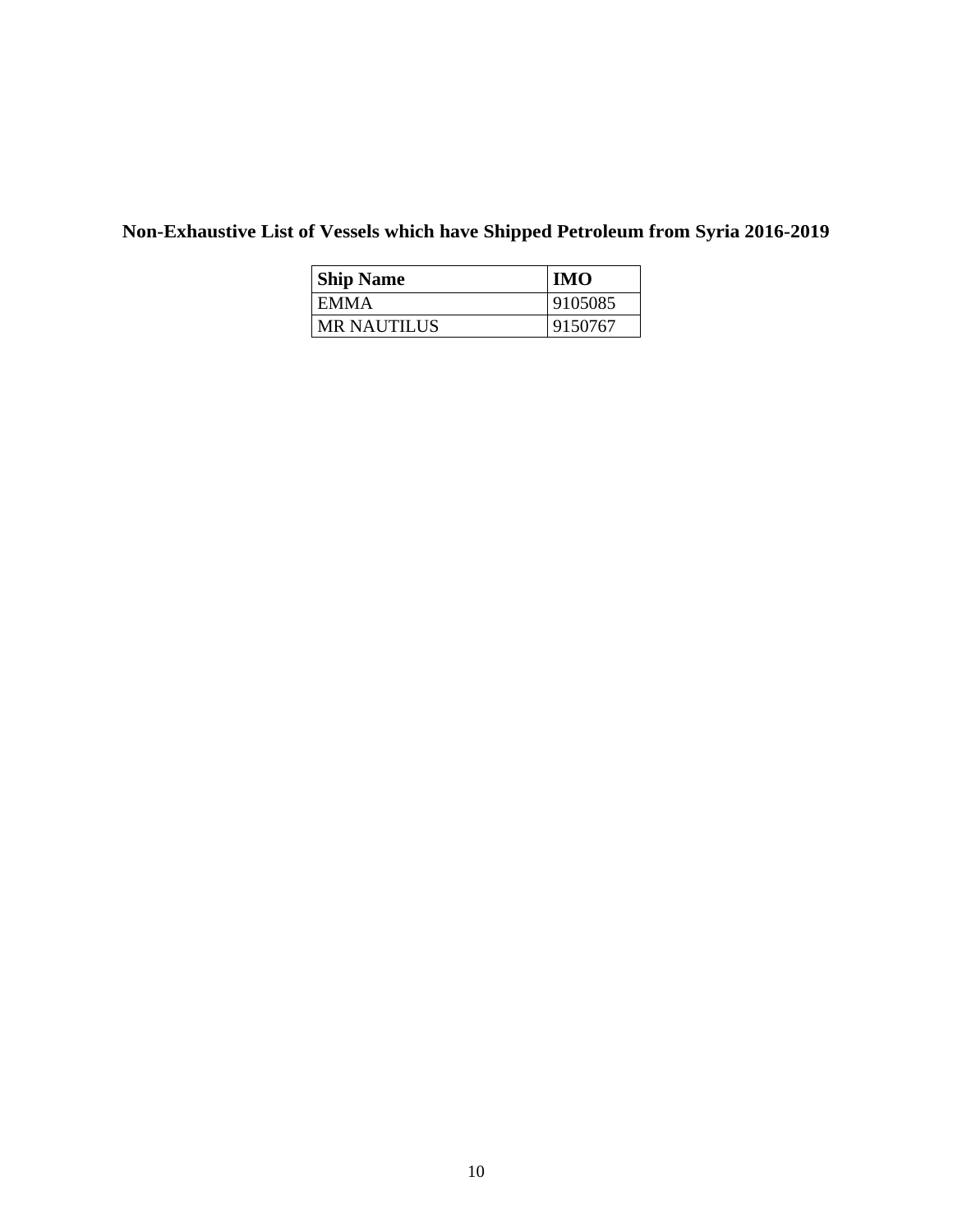## Non-Exhaustive List of Vessels which have Shipped Petroleum from Syria 2016-2019

| Ship Name | IMO |
| --- | --- |
| EMMA | 9105085 |
| MR NAUTILUS | 9150767 |